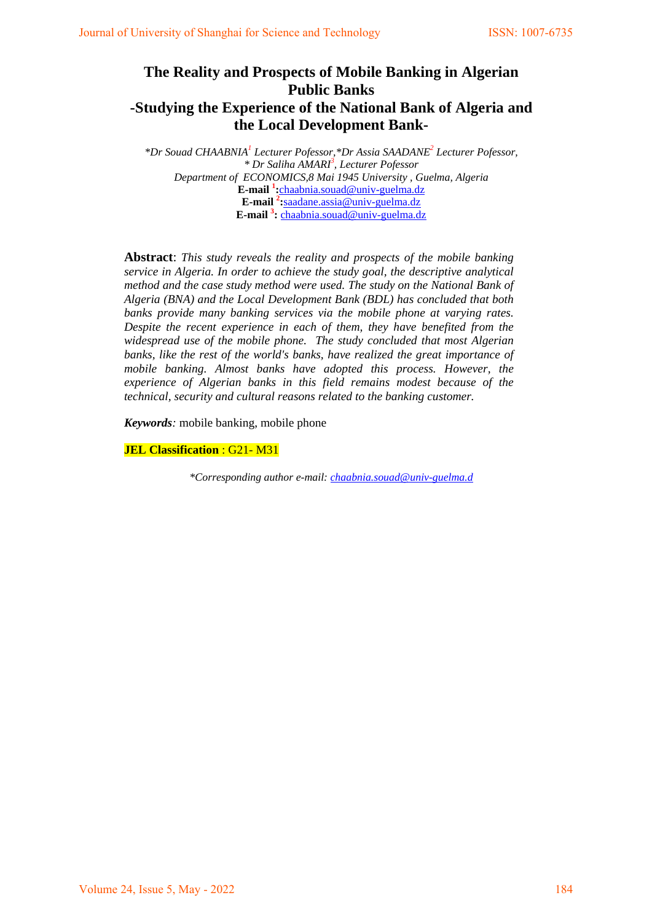# The Reality and Prospects of Mobile Banking in Algerian Public Banks
# -Studying the Experience of the National Bank of Algeria and the Local Development Bank-

*\*Dr Souad CHAABNIA[1] Lecturer Pofessor,\*Dr Assia SAADANE[2] Lecturer Pofessor,*
*\* Dr Saliha AMARI[3], Lecturer Pofessor*
*Department of ECONOMICS,8 Mai 1945 University , Guelma, Algeria*
**E-mail [1]:**chaabnia.souad@univ-guelma.dz
**E-mail [2]:**saadane.assia@univ-guelma.dz
**E-mail [3]:** chaabnia.souad@univ-guelma.dz

**Abstract**: *This study reveals the reality and prospects of the mobile banking service in Algeria. In order to achieve the study goal, the descriptive analytical method and the case study method were used. The study on the National Bank of Algeria (BNA) and the Local Development Bank (BDL) has concluded that both banks provide many banking services via the mobile phone at varying rates. Despite the recent experience in each of them, they have benefited from the widespread use of the mobile phone. The study concluded that most Algerian banks, like the rest of the world's banks, have realized the great importance of mobile banking. Almost banks have adopted this process. However, the experience of Algerian banks in this field remains modest because of the technical, security and cultural reasons related to the banking customer.*

***Keywords**:* mobile banking, mobile phone

**JEL Classification** : G21- M31

*\*Corresponding author e-mail: chaabnia.souad@univ-guelma.d*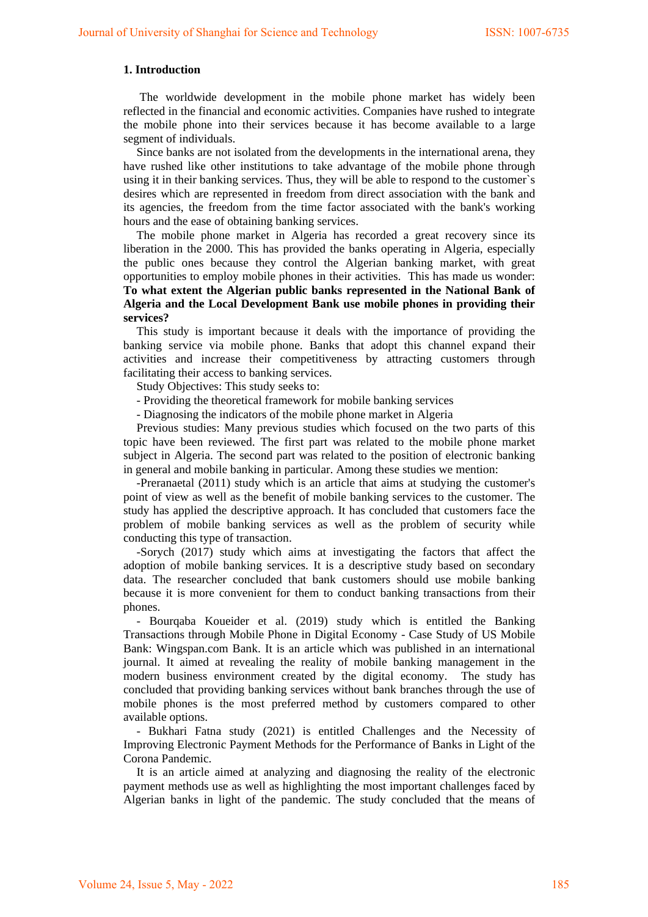## 1. Introduction

The worldwide development in the mobile phone market has widely been reflected in the financial and economic activities. Companies have rushed to integrate the mobile phone into their services because it has become available to a large segment of individuals.

Since banks are not isolated from the developments in the international arena, they have rushed like other institutions to take advantage of the mobile phone through using it in their banking services. Thus, they will be able to respond to the customer`s desires which are represented in freedom from direct association with the bank and its agencies, the freedom from the time factor associated with the bank's working hours and the ease of obtaining banking services.

The mobile phone market in Algeria has recorded a great recovery since its liberation in the 2000. This has provided the banks operating in Algeria, especially the public ones because they control the Algerian banking market, with great opportunities to employ mobile phones in their activities. This has made us wonder: **To what extent the Algerian public banks represented in the National Bank of Algeria and the Local Development Bank use mobile phones in providing their services?**

This study is important because it deals with the importance of providing the banking service via mobile phone. Banks that adopt this channel expand their activities and increase their competitiveness by attracting customers through facilitating their access to banking services.

Study Objectives: This study seeks to:

- Providing the theoretical framework for mobile banking services
- Diagnosing the indicators of the mobile phone market in Algeria

Previous studies: Many previous studies which focused on the two parts of this topic have been reviewed. The first part was related to the mobile phone market subject in Algeria. The second part was related to the position of electronic banking in general and mobile banking in particular. Among these studies we mention:

-Preranaetal (2011) study which is an article that aims at studying the customer's point of view as well as the benefit of mobile banking services to the customer. The study has applied the descriptive approach. It has concluded that customers face the problem of mobile banking services as well as the problem of security while conducting this type of transaction.

-Sorych (2017) study which aims at investigating the factors that affect the adoption of mobile banking services. It is a descriptive study based on secondary data. The researcher concluded that bank customers should use mobile banking because it is more convenient for them to conduct banking transactions from their phones.

- Bourqaba Koueider et al. (2019) study which is entitled the Banking Transactions through Mobile Phone in Digital Economy - Case Study of US Mobile Bank: Wingspan.com Bank. It is an article which was published in an international journal. It aimed at revealing the reality of mobile banking management in the modern business environment created by the digital economy. The study has concluded that providing banking services without bank branches through the use of mobile phones is the most preferred method by customers compared to other available options.

- Bukhari Fatna study (2021) is entitled Challenges and the Necessity of Improving Electronic Payment Methods for the Performance of Banks in Light of the Corona Pandemic.

It is an article aimed at analyzing and diagnosing the reality of the electronic payment methods use as well as highlighting the most important challenges faced by Algerian banks in light of the pandemic. The study concluded that the means of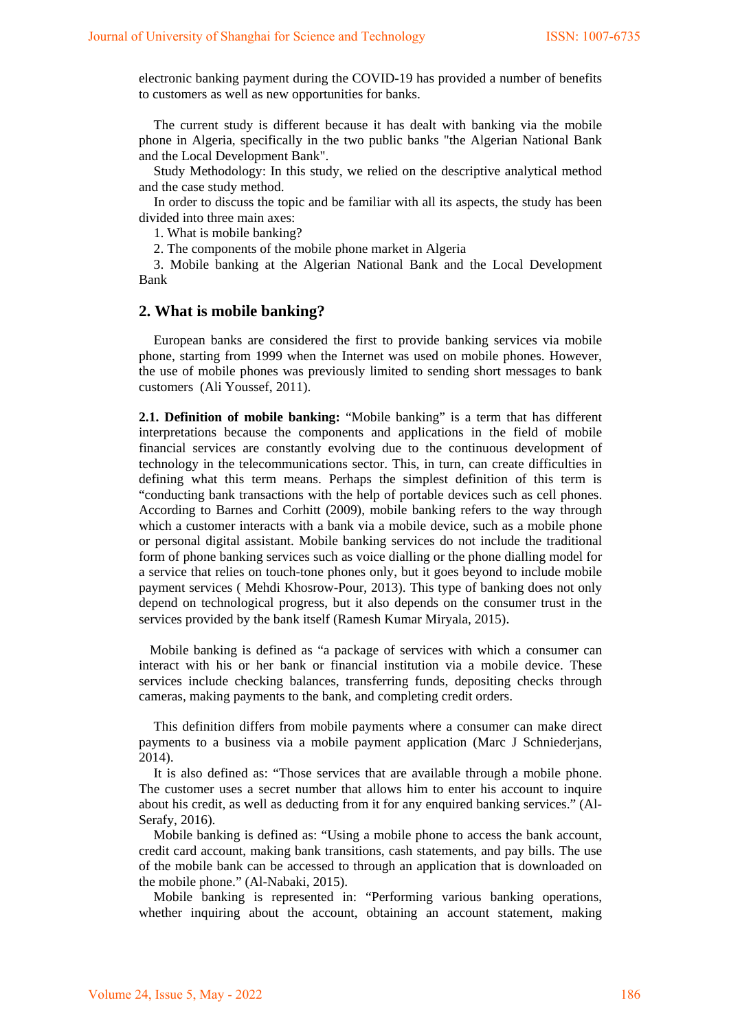electronic banking payment during the COVID-19 has provided a number of benefits to customers as well as new opportunities for banks.

The current study is different because it has dealt with banking via the mobile phone in Algeria, specifically in the two public banks "the Algerian National Bank and the Local Development Bank".

Study Methodology: In this study, we relied on the descriptive analytical method and the case study method.

In order to discuss the topic and be familiar with all its aspects, the study has been divided into three main axes:

1. What is mobile banking?
2. The components of the mobile phone market in Algeria
3. Mobile banking at the Algerian National Bank and the Local Development Bank

## 2. What is mobile banking?

European banks are considered the first to provide banking services via mobile phone, starting from 1999 when the Internet was used on mobile phones. However, the use of mobile phones was previously limited to sending short messages to bank customers (Ali Youssef, 2011).

**2.1. Definition of mobile banking:** "Mobile banking" is a term that has different interpretations because the components and applications in the field of mobile financial services are constantly evolving due to the continuous development of technology in the telecommunications sector. This, in turn, can create difficulties in defining what this term means. Perhaps the simplest definition of this term is "conducting bank transactions with the help of portable devices such as cell phones. According to Barnes and Corhitt (2009), mobile banking refers to the way through which a customer interacts with a bank via a mobile device, such as a mobile phone or personal digital assistant. Mobile banking services do not include the traditional form of phone banking services such as voice dialling or the phone dialling model for a service that relies on touch-tone phones only, but it goes beyond to include mobile payment services ( Mehdi Khosrow-Pour, 2013). This type of banking does not only depend on technological progress, but it also depends on the consumer trust in the services provided by the bank itself (Ramesh Kumar Miryala, 2015).

Mobile banking is defined as "a package of services with which a consumer can interact with his or her bank or financial institution via a mobile device. These services include checking balances, transferring funds, depositing checks through cameras, making payments to the bank, and completing credit orders.

This definition differs from mobile payments where a consumer can make direct payments to a business via a mobile payment application (Marc J Schniederjans, 2014).

It is also defined as: "Those services that are available through a mobile phone. The customer uses a secret number that allows him to enter his account to inquire about his credit, as well as deducting from it for any enquired banking services." (Al-Serafy, 2016).

Mobile banking is defined as: "Using a mobile phone to access the bank account, credit card account, making bank transitions, cash statements, and pay bills. The use of the mobile bank can be accessed to through an application that is downloaded on the mobile phone." (Al-Nabaki, 2015).

Mobile banking is represented in: "Performing various banking operations, whether inquiring about the account, obtaining an account statement, making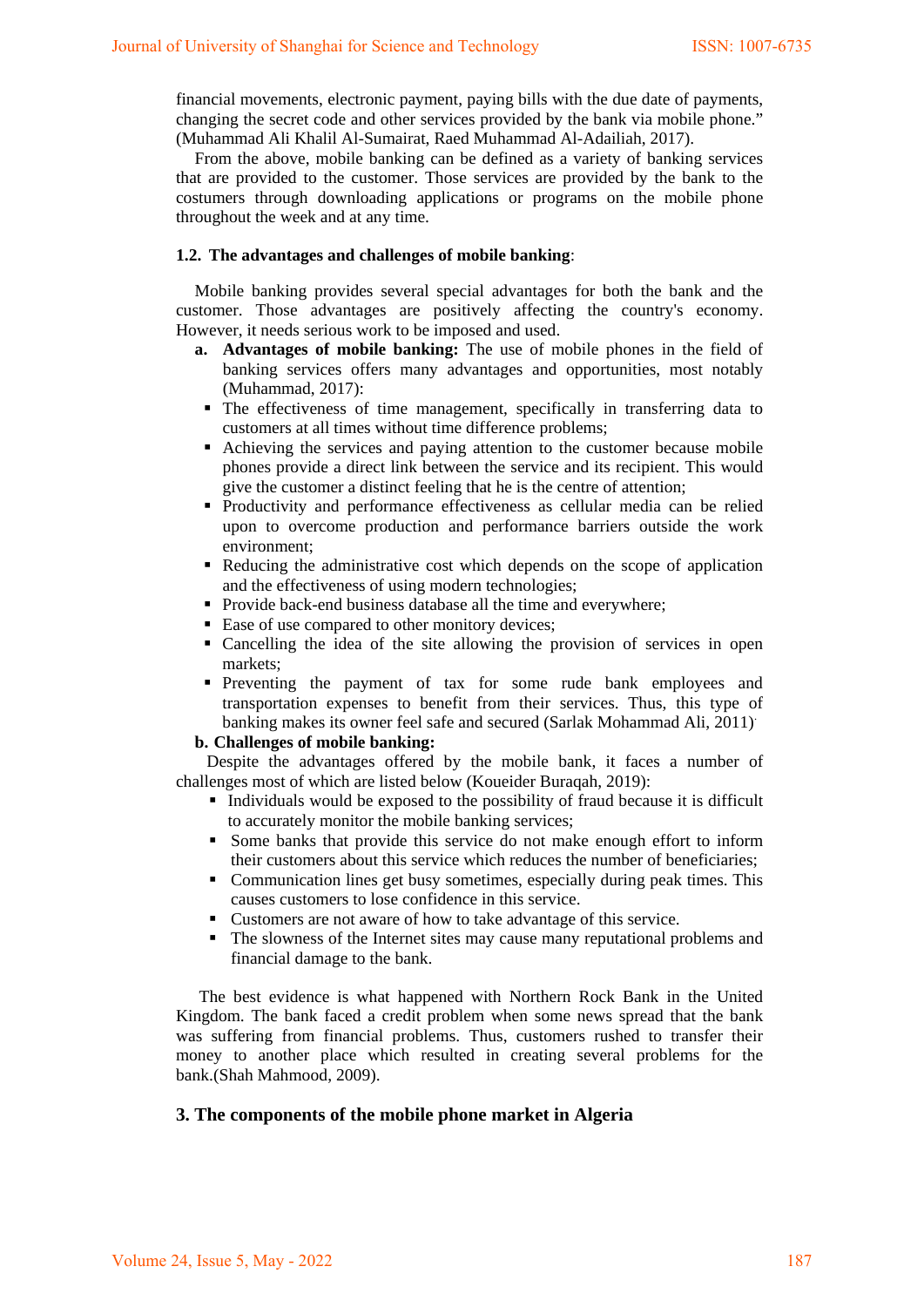financial movements, electronic payment, paying bills with the due date of payments, changing the secret code and other services provided by the bank via mobile phone." (Muhammad Ali Khalil Al-Sumairat, Raed Muhammad Al-Adailiah, 2017).

From the above, mobile banking can be defined as a variety of banking services that are provided to the customer. Those services are provided by the bank to the costumers through downloading applications or programs on the mobile phone throughout the week and at any time.

#### 1.2. The advantages and challenges of mobile banking:

Mobile banking provides several special advantages for both the bank and the customer. Those advantages are positively affecting the country's economy. However, it needs serious work to be imposed and used.

**a. Advantages of mobile banking:** The use of mobile phones in the field of banking services offers many advantages and opportunities, most notably (Muhammad, 2017):

- The effectiveness of time management, specifically in transferring data to customers at all times without time difference problems;
- Achieving the services and paying attention to the customer because mobile phones provide a direct link between the service and its recipient. This would give the customer a distinct feeling that he is the centre of attention;
- Productivity and performance effectiveness as cellular media can be relied upon to overcome production and performance barriers outside the work environment;
- Reducing the administrative cost which depends on the scope of application and the effectiveness of using modern technologies;
- Provide back-end business database all the time and everywhere;
- Ease of use compared to other monitory devices;
- Cancelling the idea of the site allowing the provision of services in open markets;
- Preventing the payment of tax for some rude bank employees and transportation expenses to benefit from their services. Thus, this type of banking makes its owner feel safe and secured (Sarlak Mohammad Ali, 2011).

**b. Challenges of mobile banking:**

Despite the advantages offered by the mobile bank, it faces a number of challenges most of which are listed below (Koueider Buraqah, 2019):

- Individuals would be exposed to the possibility of fraud because it is difficult to accurately monitor the mobile banking services;
- Some banks that provide this service do not make enough effort to inform their customers about this service which reduces the number of beneficiaries;
- Communication lines get busy sometimes, especially during peak times. This causes customers to lose confidence in this service.
- Customers are not aware of how to take advantage of this service.
- The slowness of the Internet sites may cause many reputational problems and financial damage to the bank.

The best evidence is what happened with Northern Rock Bank in the United Kingdom. The bank faced a credit problem when some news spread that the bank was suffering from financial problems. Thus, customers rushed to transfer their money to another place which resulted in creating several problems for the bank.(Shah Mahmood, 2009).

## 3. The components of the mobile phone market in Algeria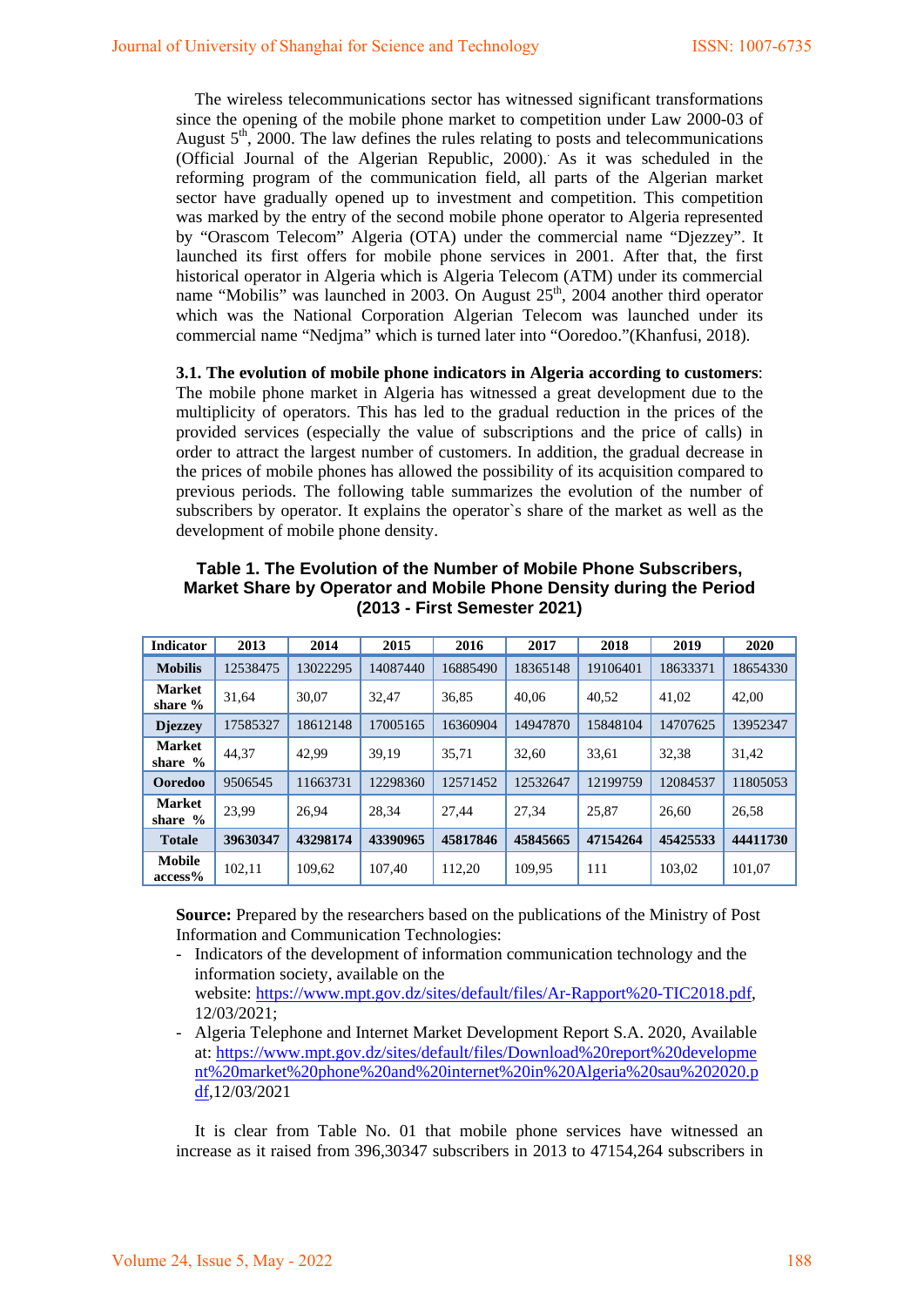The wireless telecommunications sector has witnessed significant transformations since the opening of the mobile phone market to competition under Law 2000-03 of August 5th, 2000. The law defines the rules relating to posts and telecommunications (Official Journal of the Algerian Republic, 2000). As it was scheduled in the reforming program of the communication field, all parts of the Algerian market sector have gradually opened up to investment and competition. This competition was marked by the entry of the second mobile phone operator to Algeria represented by "Orascom Telecom" Algeria (OTA) under the commercial name "Djezzey". It launched its first offers for mobile phone services in 2001. After that, the first historical operator in Algeria which is Algeria Telecom (ATM) under its commercial name "Mobilis" was launched in 2003. On August 25th, 2004 another third operator which was the National Corporation Algerian Telecom was launched under its commercial name "Nedjma" which is turned later into "Ooredoo."(Khanfusi, 2018).

**3.1. The evolution of mobile phone indicators in Algeria according to customers**: The mobile phone market in Algeria has witnessed a great development due to the multiplicity of operators. This has led to the gradual reduction in the prices of the provided services (especially the value of subscriptions and the price of calls) in order to attract the largest number of customers. In addition, the gradual decrease in the prices of mobile phones has allowed the possibility of its acquisition compared to previous periods. The following table summarizes the evolution of the number of subscribers by operator. It explains the operator`s share of the market as well as the development of mobile phone density.

**Table 1. The Evolution of the Number of Mobile Phone Subscribers, Market Share by Operator and Mobile Phone Density during the Period (2013 - First Semester 2021)**

| Indicator | 2013 | 2014 | 2015 | 2016 | 2017 | 2018 | 2019 | 2020 |
|---|---|---|---|---|---|---|---|---|
| **Mobilis** | 12538475 | 13022295 | 14087440 | 16885490 | 18365148 | 19106401 | 18633371 | 18654330 |
| **Market share %** | 31,64 | 30,07 | 32,47 | 36,85 | 40,06 | 40,52 | 41,02 | 42,00 |
| **Djezzey** | 17585327 | 18612148 | 17005165 | 16360904 | 14947870 | 15848104 | 14707625 | 13952347 |
| **Market share %** | 44,37 | 42,99 | 39,19 | 35,71 | 32,60 | 33,61 | 32,38 | 31,42 |
| **Ooredoo** | 9506545 | 11663731 | 12298360 | 12571452 | 12532647 | 12199759 | 12084537 | 11805053 |
| **Market share %** | 23,99 | 26,94 | 28,34 | 27,44 | 27,34 | 25,87 | 26,60 | 26,58 |
| **Totale** | **39630347** | **43298174** | **43390965** | **45817846** | **45845665** | **47154264** | **45425533** | **44411730** |
| **Mobile access%** | 102,11 | 109,62 | 107,40 | 112,20 | 109,95 | 111 | 103,02 | 101,07 |

**Source:** Prepared by the researchers based on the publications of the Ministry of Post Information and Communication Technologies:

- Indicators of the development of information communication technology and the information society, available on the website: https://www.mpt.gov.dz/sites/default/files/Ar-Rapport%20-TIC2018.pdf, 12/03/2021;
- Algeria Telephone and Internet Market Development Report S.A. 2020, Available at: https://www.mpt.gov.dz/sites/default/files/Download%20report%20development%20market%20phone%20and%20internet%20in%20Algeria%20sau%202020.pdf,12/03/2021

It is clear from Table No. 01 that mobile phone services have witnessed an increase as it raised from 396,30347 subscribers in 2013 to 47154,264 subscribers in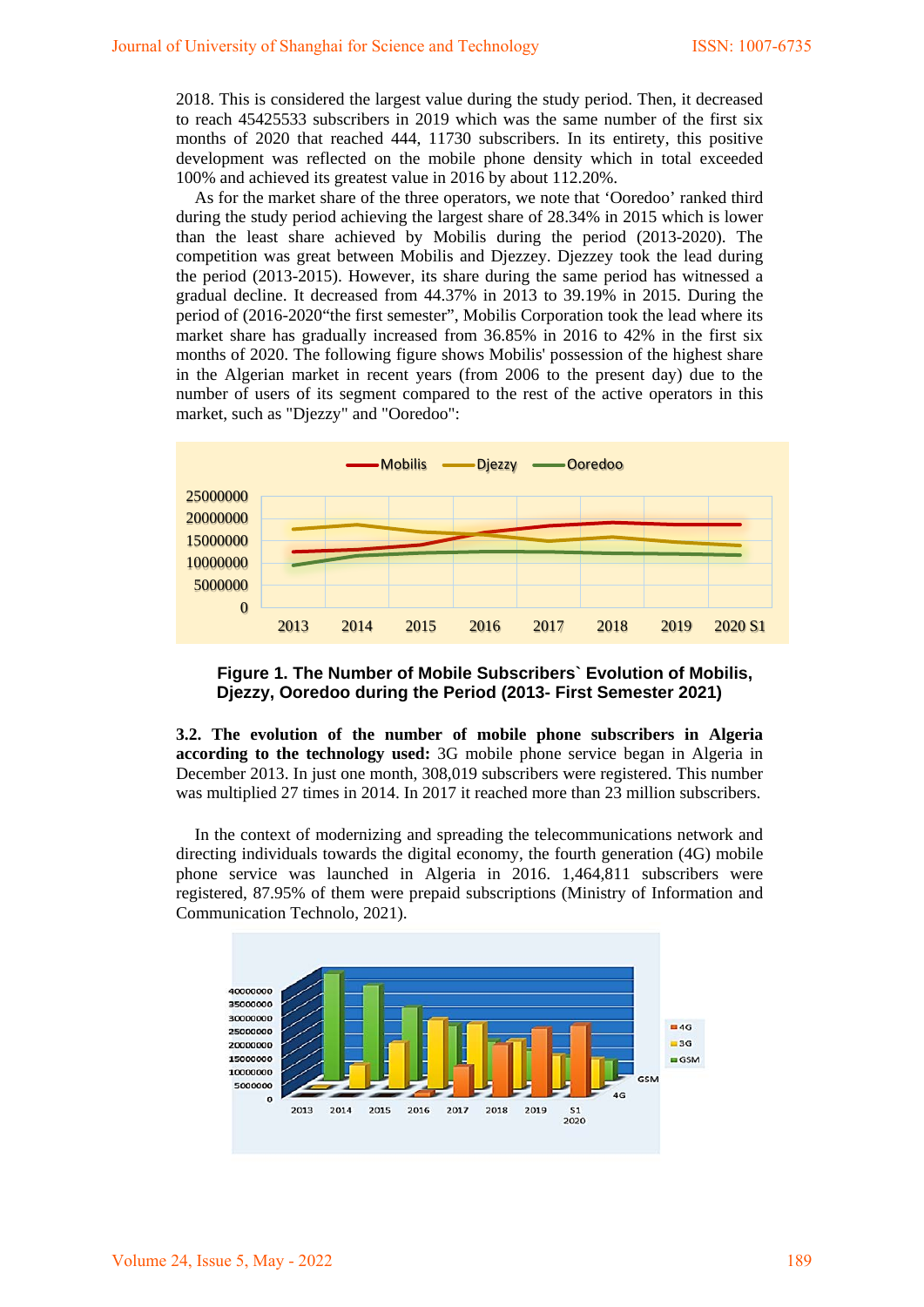2018. This is considered the largest value during the study period. Then, it decreased to reach 45425533 subscribers in 2019 which was the same number of the first six months of 2020 that reached 444, 11730 subscribers. In its entirety, this positive development was reflected on the mobile phone density which in total exceeded 100% and achieved its greatest value in 2016 by about 112.20%.

As for the market share of the three operators, we note that 'Ooredoo' ranked third during the study period achieving the largest share of 28.34% in 2015 which is lower than the least share achieved by Mobilis during the period (2013-2020). The competition was great between Mobilis and Djezzey. Djezzey took the lead during the period (2013-2015). However, its share during the same period has witnessed a gradual decline. It decreased from 44.37% in 2013 to 39.19% in 2015. During the period of (2016-2020"the first semester", Mobilis Corporation took the lead where its market share has gradually increased from 36.85% in 2016 to 42% in the first six months of 2020. The following figure shows Mobilis' possession of the highest share in the Algerian market in recent years (from 2006 to the present day) due to the number of users of its segment compared to the rest of the active operators in this market, such as "Djezzy" and "Ooredoo":

**Figure 1. The Number of Mobile Subscribers` Evolution of Mobilis, Djezzy, Ooredoo during the Period (2013- First Semester 2021)**

**3.2. The evolution of the number of mobile phone subscribers in Algeria according to the technology used:** 3G mobile phone service began in Algeria in December 2013. In just one month, 308,019 subscribers were registered. This number was multiplied 27 times in 2014. In 2017 it reached more than 23 million subscribers.

In the context of modernizing and spreading the telecommunications network and directing individuals towards the digital economy, the fourth generation (4G) mobile phone service was launched in Algeria in 2016. 1,464,811 subscribers were registered, 87.95% of them were prepaid subscriptions (Ministry of Information and Communication Technolo, 2021).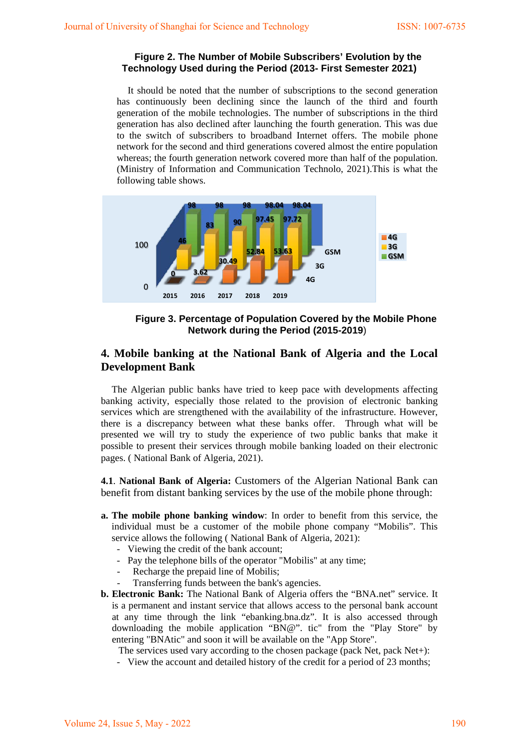**Figure 2. The Number of Mobile Subscribers' Evolution by the Technology Used during the Period (2013- First Semester 2021)**

It should be noted that the number of subscriptions to the second generation has continuously been declining since the launch of the third and fourth generation of the mobile technologies. The number of subscriptions in the third generation has also declined after launching the fourth generation. This was due to the switch of subscribers to broadband Internet offers. The mobile phone network for the second and third generations covered almost the entire population whereas; the fourth generation network covered more than half of the population. (Ministry of Information and Communication Technolo, 2021).This is what the following table shows.

**Figure 3. Percentage of Population Covered by the Mobile Phone Network during the Period (2015-2019)**

## 4. Mobile banking at the National Bank of Algeria and the Local Development Bank

The Algerian public banks have tried to keep pace with developments affecting banking activity, especially those related to the provision of electronic banking services which are strengthened with the availability of the infrastructure. However, there is a discrepancy between what these banks offer. Through what will be presented we will try to study the experience of two public banks that make it possible to present their services through mobile banking loaded on their electronic pages. ( National Bank of Algeria, 2021).

**4.1**. **National Bank of Algeria:** Customers of the Algerian National Bank can benefit from distant banking services by the use of the mobile phone through:

**a. The mobile phone banking window**: In order to benefit from this service, the individual must be a customer of the mobile phone company "Mobilis". This service allows the following ( National Bank of Algeria, 2021):

- Viewing the credit of the bank account;
- Pay the telephone bills of the operator "Mobilis" at any time;
- Recharge the prepaid line of Mobilis;
- Transferring funds between the bank's agencies.

**b. Electronic Bank:** The National Bank of Algeria offers the "BNA.net" service. It is a permanent and instant service that allows access to the personal bank account at any time through the link "ebanking.bna.dz". It is also accessed through downloading the mobile application "BN@". tic" from the "Play Store" by entering "BNAtic" and soon it will be available on the "App Store".

The services used vary according to the chosen package (pack Net, pack Net+):

- View the account and detailed history of the credit for a period of 23 months;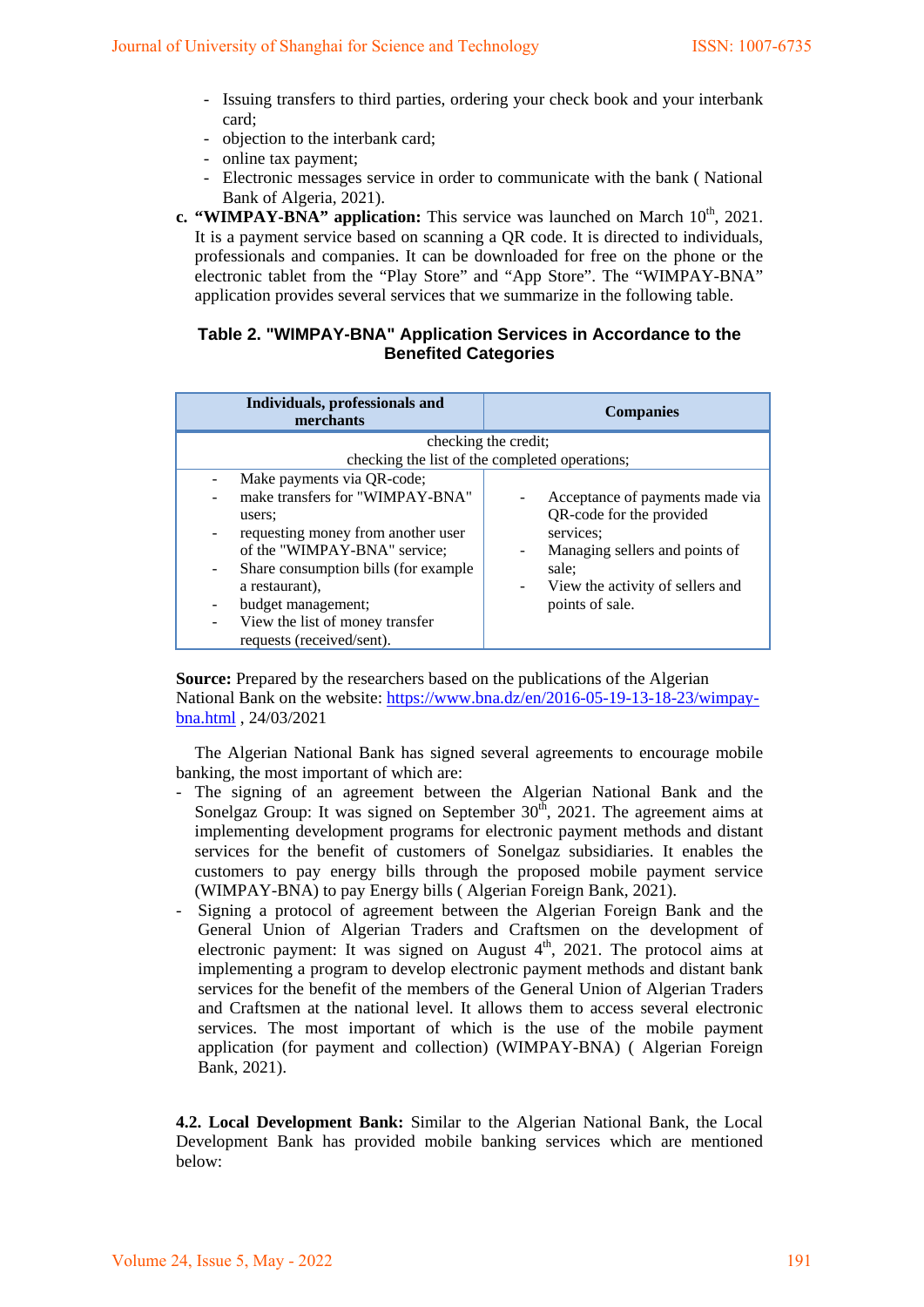- Issuing transfers to third parties, ordering your check book and your interbank card;
- objection to the interbank card;
- online tax payment;
- Electronic messages service in order to communicate with the bank ( National Bank of Algeria, 2021).

**c. "WIMPAY-BNA" application:** This service was launched on March 10th, 2021. It is a payment service based on scanning a QR code. It is directed to individuals, professionals and companies. It can be downloaded for free on the phone or the electronic tablet from the "Play Store" and "App Store". The "WIMPAY-BNA" application provides several services that we summarize in the following table.

**Table 2. "WIMPAY-BNA" Application Services in Accordance to the Benefited Categories**

| Individuals, professionals and merchants | Companies |
|---|---|
| checking the credit; checking the list of the completed operations; | |
| - Make payments via QR-code;<br>- make transfers for "WIMPAY-BNA" users;<br>- requesting money from another user of the "WIMPAY-BNA" service;<br>- Share consumption bills (for example a restaurant),<br>- budget management;<br>- View the list of money transfer requests (received/sent). | - Acceptance of payments made via QR-code for the provided services;<br>- Managing sellers and points of sale;<br>- View the activity of sellers and points of sale. |

**Source:** Prepared by the researchers based on the publications of the Algerian National Bank on the website: https://www.bna.dz/en/2016-05-19-13-18-23/wimpay-bna.html , 24/03/2021

The Algerian National Bank has signed several agreements to encourage mobile banking, the most important of which are:

- The signing of an agreement between the Algerian National Bank and the Sonelgaz Group: It was signed on September 30th, 2021. The agreement aims at implementing development programs for electronic payment methods and distant services for the benefit of customers of Sonelgaz subsidiaries. It enables the customers to pay energy bills through the proposed mobile payment service (WIMPAY-BNA) to pay Energy bills ( Algerian Foreign Bank, 2021).
- Signing a protocol of agreement between the Algerian Foreign Bank and the General Union of Algerian Traders and Craftsmen on the development of electronic payment: It was signed on August 4th, 2021. The protocol aims at implementing a program to develop electronic payment methods and distant bank services for the benefit of the members of the General Union of Algerian Traders and Craftsmen at the national level. It allows them to access several electronic services. The most important of which is the use of the mobile payment application (for payment and collection) (WIMPAY-BNA) ( Algerian Foreign Bank, 2021).

**4.2. Local Development Bank:** Similar to the Algerian National Bank, the Local Development Bank has provided mobile banking services which are mentioned below: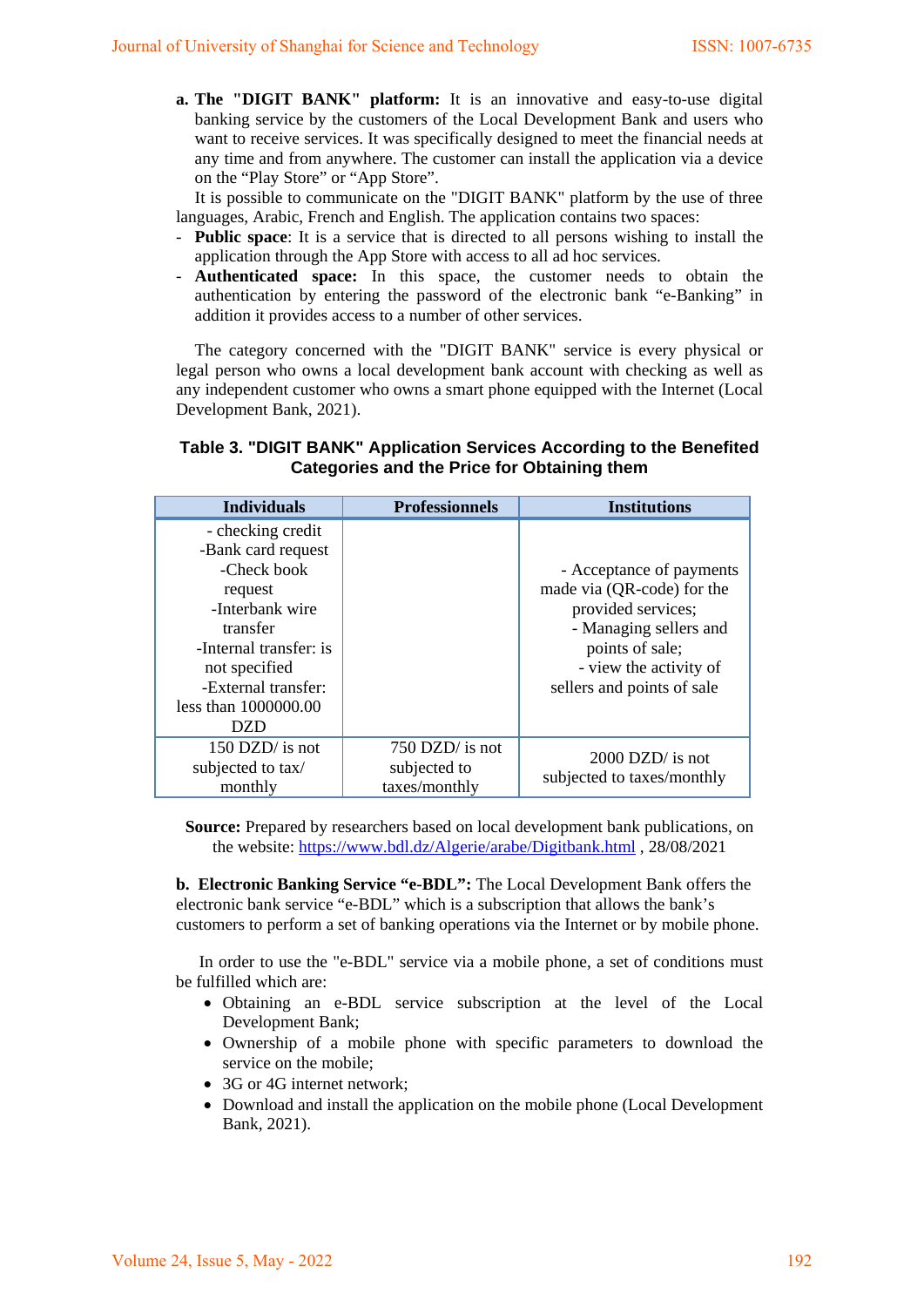**a. The "DIGIT BANK" platform:** It is an innovative and easy-to-use digital banking service by the customers of the Local Development Bank and users who want to receive services. It was specifically designed to meet the financial needs at any time and from anywhere. The customer can install the application via a device on the "Play Store" or "App Store".

It is possible to communicate on the "DIGIT BANK" platform by the use of three languages, Arabic, French and English. The application contains two spaces:

- **Public space**: It is a service that is directed to all persons wishing to install the application through the App Store with access to all ad hoc services.
- **Authenticated space:** In this space, the customer needs to obtain the authentication by entering the password of the electronic bank "e-Banking" in addition it provides access to a number of other services.

The category concerned with the "DIGIT BANK" service is every physical or legal person who owns a local development bank account with checking as well as any independent customer who owns a smart phone equipped with the Internet (Local Development Bank, 2021).

**Table 3. "DIGIT BANK" Application Services According to the Benefited Categories and the Price for Obtaining them**

| Individuals | Professionnels | Institutions |
|---|---|---|
| - checking credit<br>-Bank card request<br>-Check book request<br>-Interbank wire transfer<br>-Internal transfer: is not specified<br>-External transfer: less than 1000000.00 DZD | | - Acceptance of payments made via (QR-code) for the provided services;<br>- Managing sellers and points of sale;<br>- view the activity of sellers and points of sale |
| 150 DZD/ is not subjected to tax/ monthly | 750 DZD/ is not subjected to taxes/monthly | 2000 DZD/ is not subjected to taxes/monthly |

**Source:** Prepared by researchers based on local development bank publications, on the website: https://www.bdl.dz/Algerie/arabe/Digitbank.html , 28/08/2021

**b. Electronic Banking Service "e-BDL":** The Local Development Bank offers the electronic bank service "e-BDL" which is a subscription that allows the bank's customers to perform a set of banking operations via the Internet or by mobile phone.

In order to use the "e-BDL" service via a mobile phone, a set of conditions must be fulfilled which are:

- Obtaining an e-BDL service subscription at the level of the Local Development Bank;
- Ownership of a mobile phone with specific parameters to download the service on the mobile;
- 3G or 4G internet network;
- Download and install the application on the mobile phone (Local Development Bank, 2021).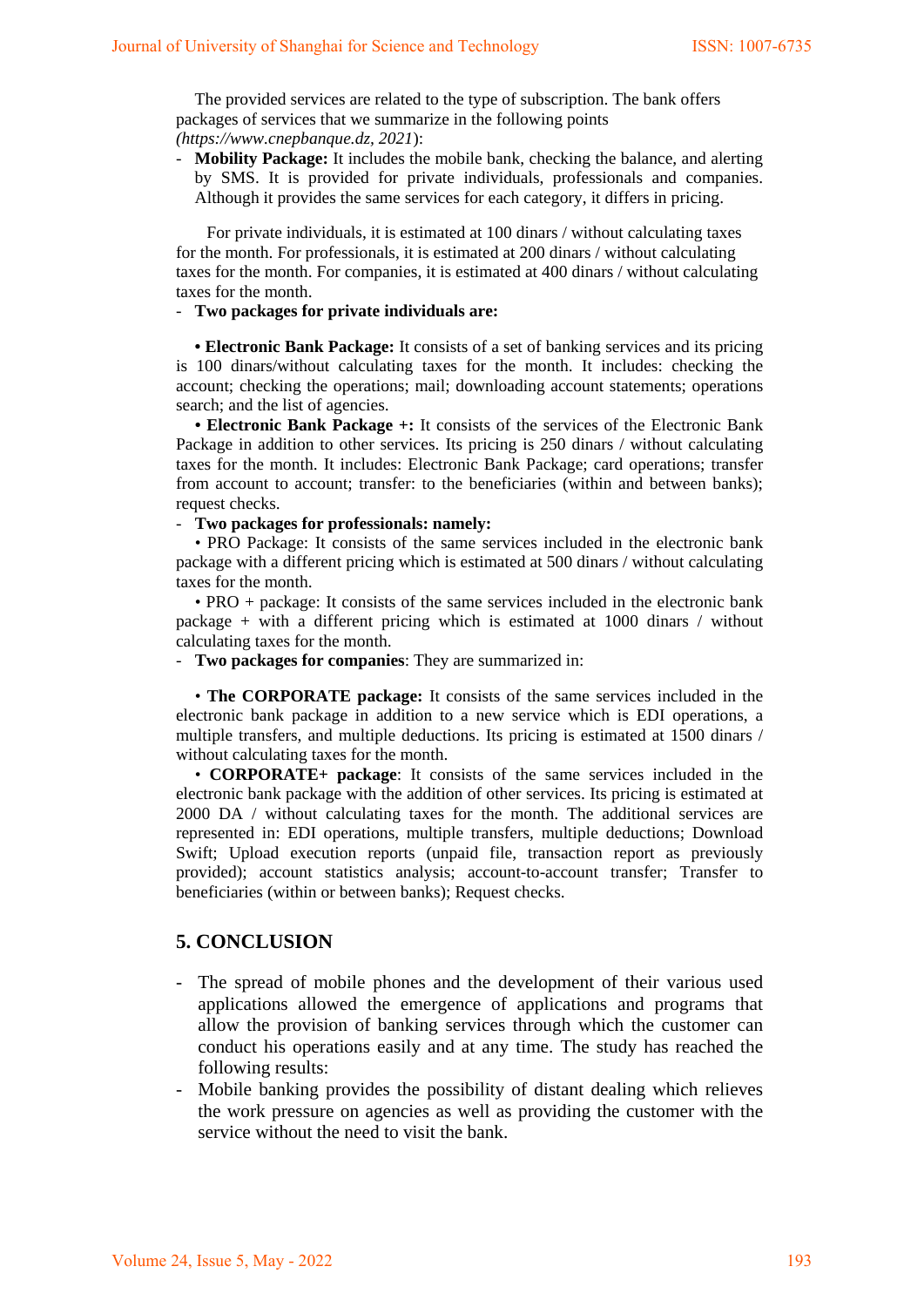The provided services are related to the type of subscription. The bank offers packages of services that we summarize in the following points (*https://www.cnepbanque.dz, 2021*):

- **Mobility Package:** It includes the mobile bank, checking the balance, and alerting by SMS. It is provided for private individuals, professionals and companies. Although it provides the same services for each category, it differs in pricing.

For private individuals, it is estimated at 100 dinars / without calculating taxes for the month. For professionals, it is estimated at 200 dinars / without calculating taxes for the month. For companies, it is estimated at 400 dinars / without calculating taxes for the month.

- **Two packages for private individuals are:**

• **Electronic Bank Package:** It consists of a set of banking services and its pricing is 100 dinars/without calculating taxes for the month. It includes: checking the account; checking the operations; mail; downloading account statements; operations search; and the list of agencies.

• **Electronic Bank Package +:** It consists of the services of the Electronic Bank Package in addition to other services. Its pricing is 250 dinars / without calculating taxes for the month. It includes: Electronic Bank Package; card operations; transfer from account to account; transfer: to the beneficiaries (within and between banks); request checks.

- **Two packages for professionals: namely:**

• PRO Package: It consists of the same services included in the electronic bank package with a different pricing which is estimated at 500 dinars / without calculating taxes for the month.

• PRO + package: It consists of the same services included in the electronic bank package + with a different pricing which is estimated at 1000 dinars / without calculating taxes for the month.

- **Two packages for companies**: They are summarized in:

• **The CORPORATE package:** It consists of the same services included in the electronic bank package in addition to a new service which is EDI operations, a multiple transfers, and multiple deductions. Its pricing is estimated at 1500 dinars / without calculating taxes for the month.

• **CORPORATE+ package**: It consists of the same services included in the electronic bank package with the addition of other services. Its pricing is estimated at 2000 DA / without calculating taxes for the month. The additional services are represented in: EDI operations, multiple transfers, multiple deductions; Download Swift; Upload execution reports (unpaid file, transaction report as previously provided); account statistics analysis; account-to-account transfer; Transfer to beneficiaries (within or between banks); Request checks.

## 5. CONCLUSION

- The spread of mobile phones and the development of their various used applications allowed the emergence of applications and programs that allow the provision of banking services through which the customer can conduct his operations easily and at any time. The study has reached the following results:
- Mobile banking provides the possibility of distant dealing which relieves the work pressure on agencies as well as providing the customer with the service without the need to visit the bank.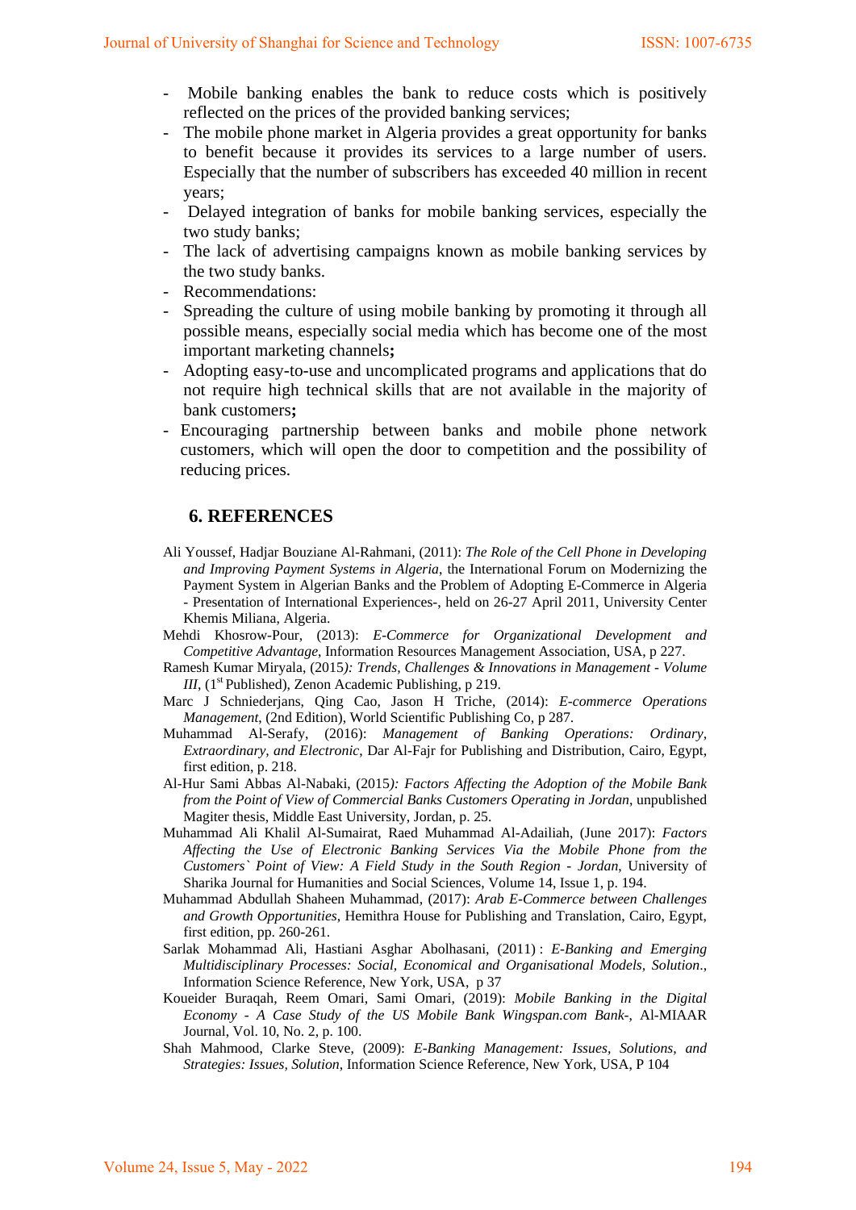- Mobile banking enables the bank to reduce costs which is positively reflected on the prices of the provided banking services;
- The mobile phone market in Algeria provides a great opportunity for banks to benefit because it provides its services to a large number of users. Especially that the number of subscribers has exceeded 40 million in recent years;
- Delayed integration of banks for mobile banking services, especially the two study banks;
- The lack of advertising campaigns known as mobile banking services by the two study banks.
- Recommendations:
- Spreading the culture of using mobile banking by promoting it through all possible means, especially social media which has become one of the most important marketing channels**;**
- Adopting easy-to-use and uncomplicated programs and applications that do not require high technical skills that are not available in the majority of bank customers**;**
- Encouraging partnership between banks and mobile phone network customers, which will open the door to competition and the possibility of reducing prices.

## 6. REFERENCES

Ali Youssef, Hadjar Bouziane Al-Rahmani, (2011): *The Role of the Cell Phone in Developing and Improving Payment Systems in Algeria*, the International Forum on Modernizing the Payment System in Algerian Banks and the Problem of Adopting E-Commerce in Algeria - Presentation of International Experiences-, held on 26-27 April 2011, University Center Khemis Miliana, Algeria.

Mehdi Khosrow-Pour, (2013): *E-Commerce for Organizational Development and Competitive Advantage*, Information Resources Management Association, USA, p 227.

Ramesh Kumar Miryala, (2015*): Trends, Challenges & Innovations in Management - Volume III*, (1st Published), Zenon Academic Publishing, p 219.

Marc J Schniederjans, Qing Cao, Jason H Triche, (2014): *E-commerce Operations Management*, (2nd Edition), World Scientific Publishing Co, p 287.

Muhammad Al-Serafy, (2016): *Management of Banking Operations: Ordinary, Extraordinary, and Electronic*, Dar Al-Fajr for Publishing and Distribution, Cairo, Egypt, first edition, p. 218.

Al-Hur Sami Abbas Al-Nabaki, (2015*): Factors Affecting the Adoption of the Mobile Bank from the Point of View of Commercial Banks Customers Operating in Jordan*, unpublished Magiter thesis, Middle East University, Jordan, p. 25.

Muhammad Ali Khalil Al-Sumairat, Raed Muhammad Al-Adailiah, (June 2017): *Factors Affecting the Use of Electronic Banking Services Via the Mobile Phone from the Customers` Point of View: A Field Study in the South Region - Jordan*, University of Sharika Journal for Humanities and Social Sciences, Volume 14, Issue 1, p. 194.

Muhammad Abdullah Shaheen Muhammad, (2017): *Arab E-Commerce between Challenges and Growth Opportunities*, Hemithra House for Publishing and Translation, Cairo, Egypt, first edition, pp. 260-261.

Sarlak Mohammad Ali, Hastiani Asghar Abolhasani, (2011) : *E-Banking and Emerging Multidisciplinary Processes: Social, Economical and Organisational Models, Solution*., Information Science Reference, New York, USA, p 37

Koueider Buraqah, Reem Omari, Sami Omari, (2019): *Mobile Banking in the Digital Economy - A Case Study of the US Mobile Bank Wingspan.com Bank-*, Al-MIAAR Journal, Vol. 10, No. 2, p. 100.

Shah Mahmood, Clarke Steve, (2009): *E-Banking Management: Issues, Solutions, and Strategies: Issues, Solution*, Information Science Reference, New York, USA, P 104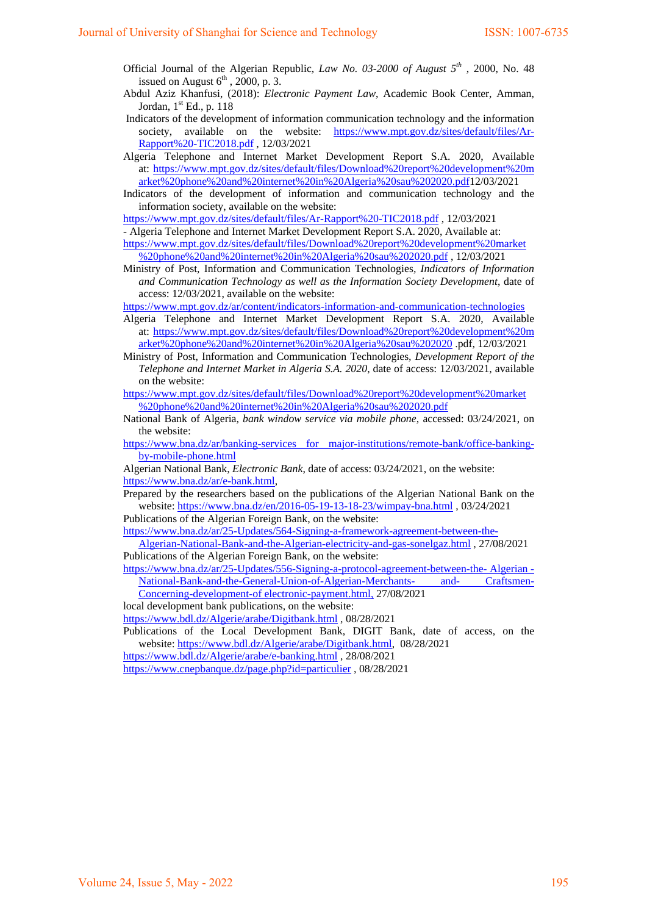Official Journal of the Algerian Republic, *Law No. 03-2000 of August 5th* , 2000, No. 48 issued on August 6th , 2000, p. 3.

Abdul Aziz Khanfusi, (2018): *Electronic Payment Law*, Academic Book Center, Amman, Jordan, 1st Ed., p. 118

Indicators of the development of information communication technology and the information society, available on the website: https://www.mpt.gov.dz/sites/default/files/Ar-Rapport%20-TIC2018.pdf , 12/03/2021

Algeria Telephone and Internet Market Development Report S.A. 2020, Available at: https://www.mpt.gov.dz/sites/default/files/Download%20report%20development%20market%20phone%20and%20internet%20in%20Algeria%20sau%202020.pdf12/03/2021

Indicators of the development of information and communication technology and the information society, available on the website:

https://www.mpt.gov.dz/sites/default/files/Ar-Rapport%20-TIC2018.pdf , 12/03/2021

- Algeria Telephone and Internet Market Development Report S.A. 2020, Available at:

https://www.mpt.gov.dz/sites/default/files/Download%20report%20development%20market%20phone%20and%20internet%20in%20Algeria%20sau%202020.pdf , 12/03/2021

Ministry of Post, Information and Communication Technologies, *Indicators of Information and Communication Technology as well as the Information Society Development*, date of access: 12/03/2021, available on the website:

https://www.mpt.gov.dz/ar/content/indicators-information-and-communication-technologies

Algeria Telephone and Internet Market Development Report S.A. 2020, Available at: https://www.mpt.gov.dz/sites/default/files/Download%20report%20development%20market%20phone%20and%20internet%20in%20Algeria%20sau%202020 .pdf, 12/03/2021

Ministry of Post, Information and Communication Technologies, *Development Report of the Telephone and Internet Market in Algeria S.A. 2020*, date of access: 12/03/2021, available on the website:

https://www.mpt.gov.dz/sites/default/files/Download%20report%20development%20market%20phone%20and%20internet%20in%20Algeria%20sau%202020.pdf

National Bank of Algeria, *bank window service via mobile phone*, accessed: 03/24/2021, on the website:

https://www.bna.dz/ar/banking-services for major-institutions/remote-bank/office-banking-by-mobile-phone.html

Algerian National Bank, *Electronic Bank*, date of access: 03/24/2021, on the website:

https://www.bna.dz/ar/e-bank.html,

Prepared by the researchers based on the publications of the Algerian National Bank on the website: https://www.bna.dz/en/2016-05-19-13-18-23/wimpay-bna.html , 03/24/2021

Publications of the Algerian Foreign Bank, on the website:

https://www.bna.dz/ar/25-Updates/564-Signing-a-framework-agreement-between-the-Algerian-National-Bank-and-the-Algerian-electricity-and-gas-sonelgaz.html , 27/08/2021

Publications of the Algerian Foreign Bank, on the website:

https://www.bna.dz/ar/25-Updates/556-Signing-a-protocol-agreement-between-the- Algerian -National-Bank-and-the-General-Union-of-Algerian-Merchants- and- Craftsmen-Concerning-development-of electronic-payment.html, 27/08/2021

local development bank publications, on the website:

https://www.bdl.dz/Algerie/arabe/Digitbank.html , 08/28/2021

Publications of the Local Development Bank, DIGIT Bank, date of access, on the website: https://www.bdl.dz/Algerie/arabe/Digitbank.html, 08/28/2021

https://www.bdl.dz/Algerie/arabe/e-banking.html , 28/08/2021

https://www.cnepbanque.dz/page.php?id=particulier , 08/28/2021